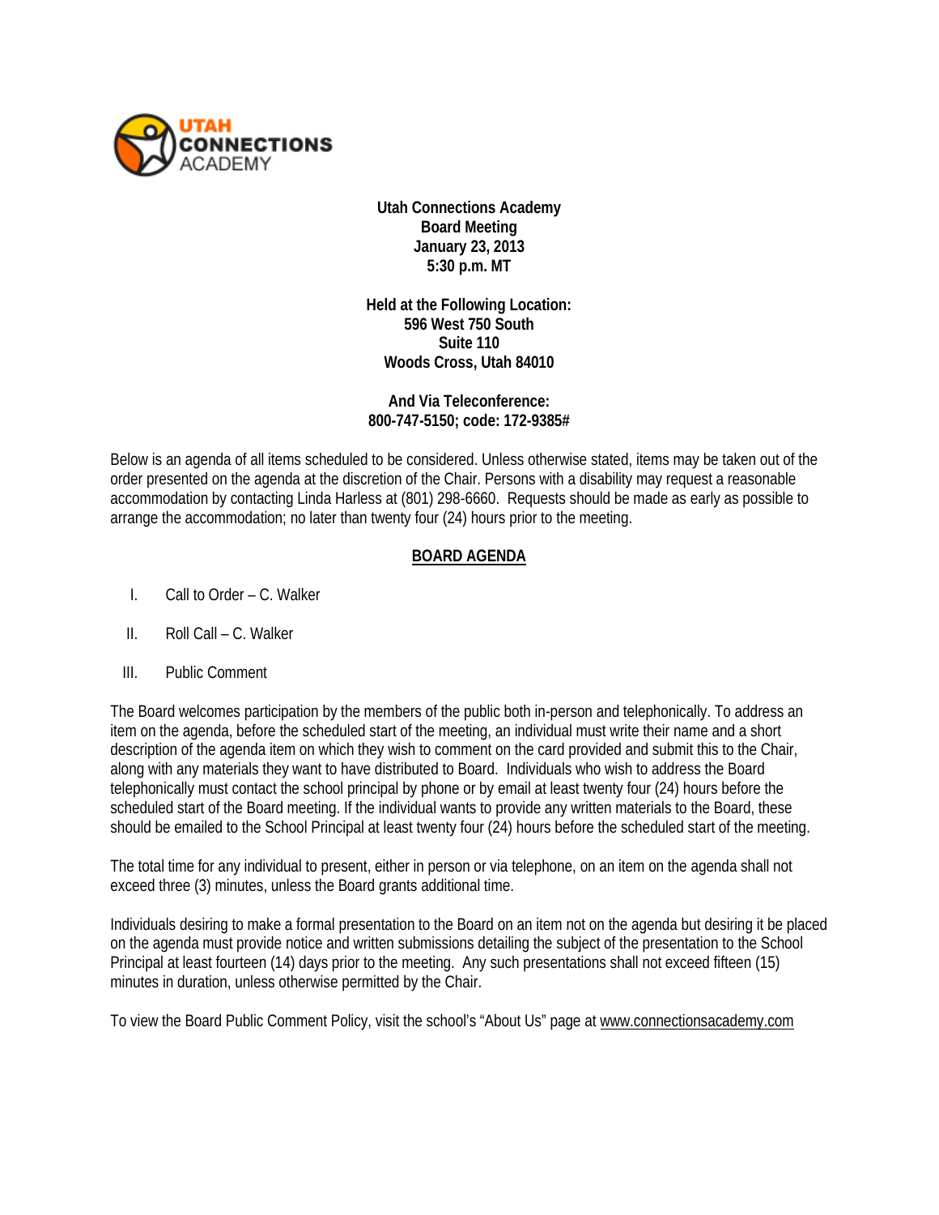UTAH CONNECTIONS ACADEMY

**Utah Connections Academy**
**Board Meeting**
**January 23, 2013**
**5:30 p.m. MT**

**Held at the Following Location:**
**596 West 750 South**
**Suite 110**
**Woods Cross, Utah 84010**

**And Via Teleconference:**
**800-747-5150; code: 172-9385#**

Below is an agenda of all items scheduled to be considered. Unless otherwise stated, items may be taken out of the order presented on the agenda at the discretion of the Chair. Persons with a disability may request a reasonable accommodation by contacting Linda Harless at (801) 298-6660. Requests should be made as early as possible to arrange the accommodation; no later than twenty four (24) hours prior to the meeting.

## BOARD AGENDA

I. Call to Order – C. Walker

II. Roll Call – C. Walker

III. Public Comment

The Board welcomes participation by the members of the public both in-person and telephonically. To address an item on the agenda, before the scheduled start of the meeting, an individual must write their name and a short description of the agenda item on which they wish to comment on the card provided and submit this to the Chair, along with any materials they want to have distributed to Board. Individuals who wish to address the Board telephonically must contact the school principal by phone or by email at least twenty four (24) hours before the scheduled start of the Board meeting. If the individual wants to provide any written materials to the Board, these should be emailed to the School Principal at least twenty four (24) hours before the scheduled start of the meeting.

The total time for any individual to present, either in person or via telephone, on an item on the agenda shall not exceed three (3) minutes, unless the Board grants additional time.

Individuals desiring to make a formal presentation to the Board on an item not on the agenda but desiring it be placed on the agenda must provide notice and written submissions detailing the subject of the presentation to the School Principal at least fourteen (14) days prior to the meeting. Any such presentations shall not exceed fifteen (15) minutes in duration, unless otherwise permitted by the Chair.

To view the Board Public Comment Policy, visit the school's "About Us" page at www.connectionsacademy.com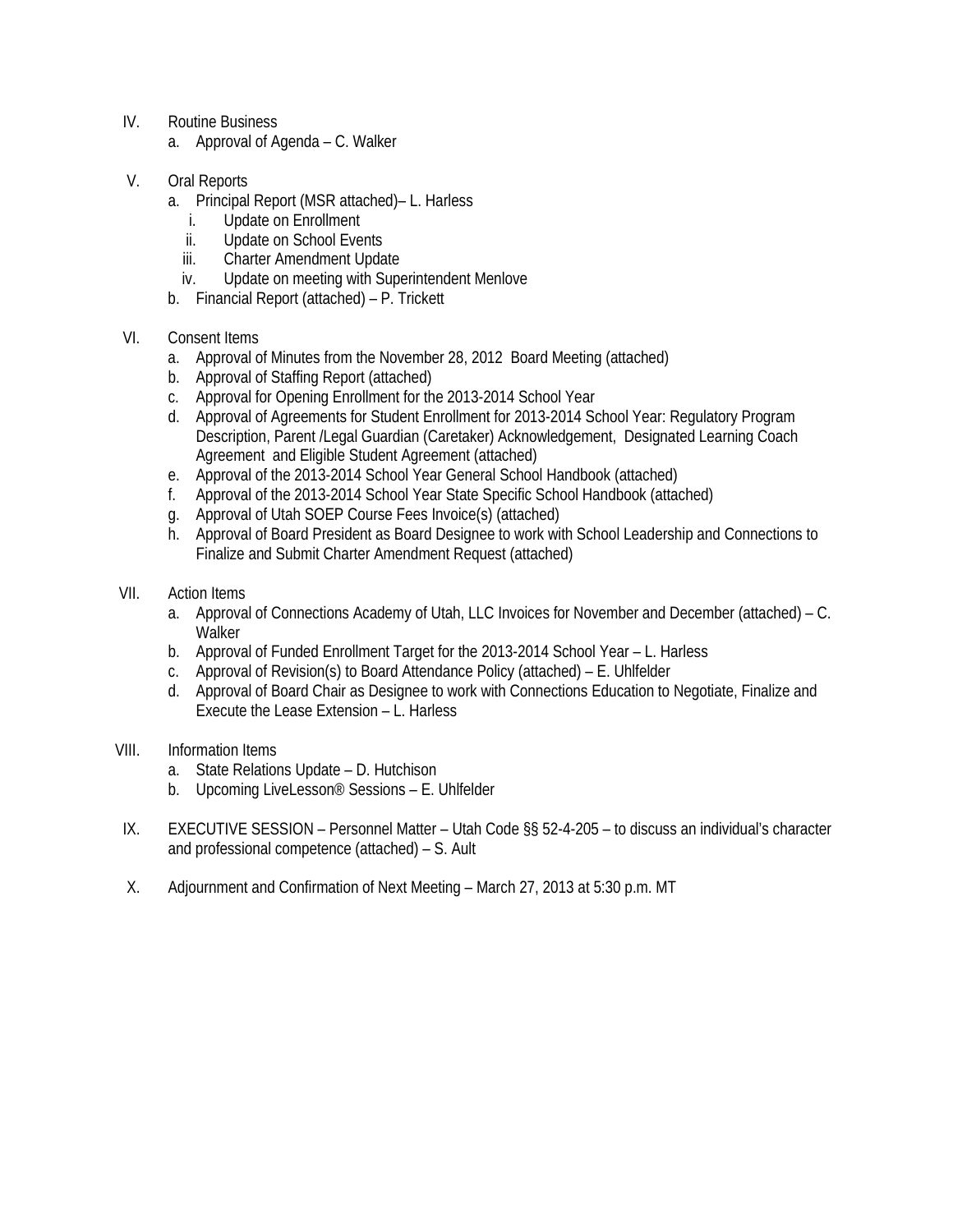IV. Routine Business
   a. Approval of Agenda – C. Walker

V. Oral Reports
   a. Principal Report (MSR attached)– L. Harless
      i. Update on Enrollment
      ii. Update on School Events
      iii. Charter Amendment Update
      iv. Update on meeting with Superintendent Menlove
   b. Financial Report (attached) – P. Trickett

VI. Consent Items
   a. Approval of Minutes from the November 28, 2012 Board Meeting (attached)
   b. Approval of Staffing Report (attached)
   c. Approval for Opening Enrollment for the 2013-2014 School Year
   d. Approval of Agreements for Student Enrollment for 2013-2014 School Year: Regulatory Program Description, Parent /Legal Guardian (Caretaker) Acknowledgement, Designated Learning Coach Agreement and Eligible Student Agreement (attached)
   e. Approval of the 2013-2014 School Year General School Handbook (attached)
   f. Approval of the 2013-2014 School Year State Specific School Handbook (attached)
   g. Approval of Utah SOEP Course Fees Invoice(s) (attached)
   h. Approval of Board President as Board Designee to work with School Leadership and Connections to Finalize and Submit Charter Amendment Request (attached)

VII. Action Items
   a. Approval of Connections Academy of Utah, LLC Invoices for November and December (attached) – C. Walker
   b. Approval of Funded Enrollment Target for the 2013-2014 School Year – L. Harless
   c. Approval of Revision(s) to Board Attendance Policy (attached) – E. Uhlfelder
   d. Approval of Board Chair as Designee to work with Connections Education to Negotiate, Finalize and Execute the Lease Extension – L. Harless

VIII. Information Items
   a. State Relations Update – D. Hutchison
   b. Upcoming LiveLesson® Sessions – E. Uhlfelder

IX. EXECUTIVE SESSION – Personnel Matter – Utah Code §§ 52-4-205 – to discuss an individual's character and professional competence (attached) – S. Ault

X. Adjournment and Confirmation of Next Meeting – March 27, 2013 at 5:30 p.m. MT